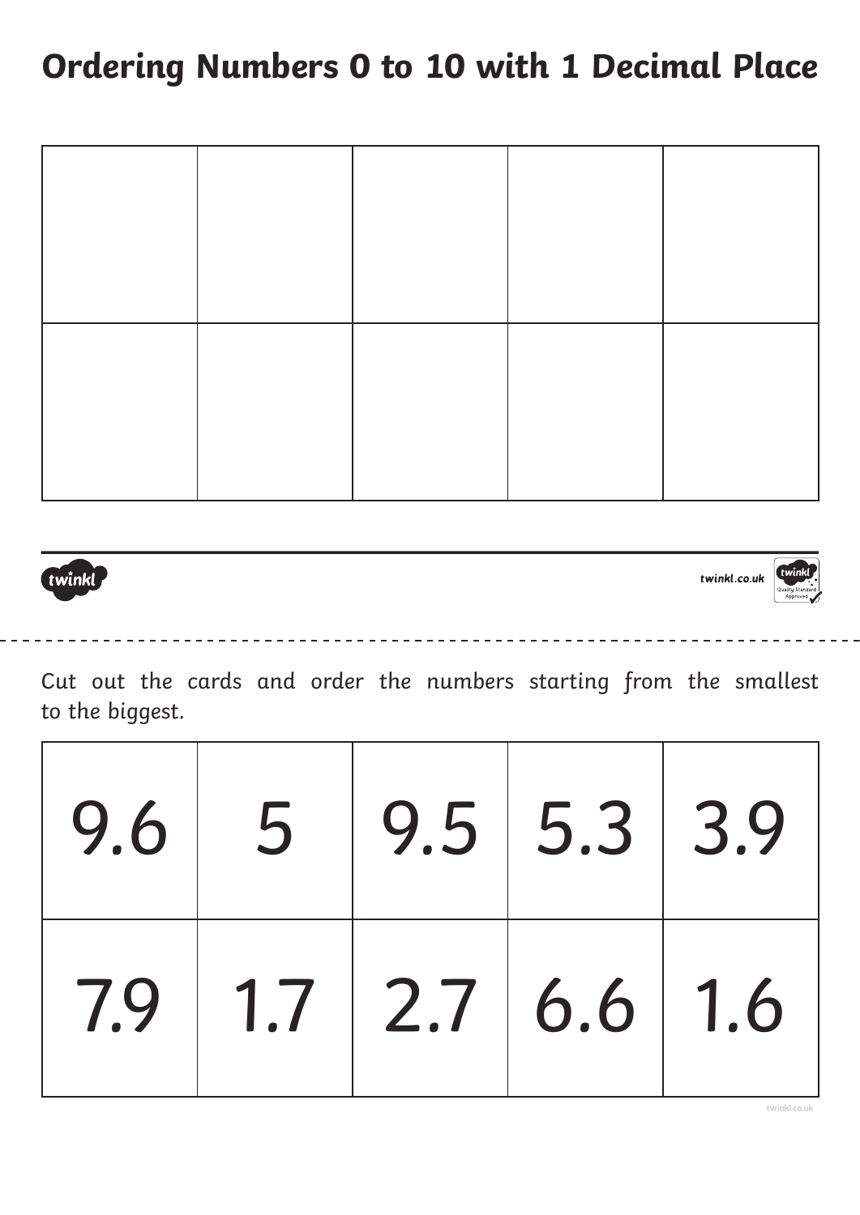# Ordering Numbers 0 to 10 with 1 Decimal Place

| | | | | |
|---|---|---|---|---|
| | | | | |
| | | | | |

Cut out the cards and order the numbers starting from the smallest to the biggest.

| | | | | |
|---|---|---|---|---|
| 9.6 | 5 | 9.5 | 5.3 | 3.9 |
| 7.9 | 1.7 | 2.7 | 6.6 | 1.6 |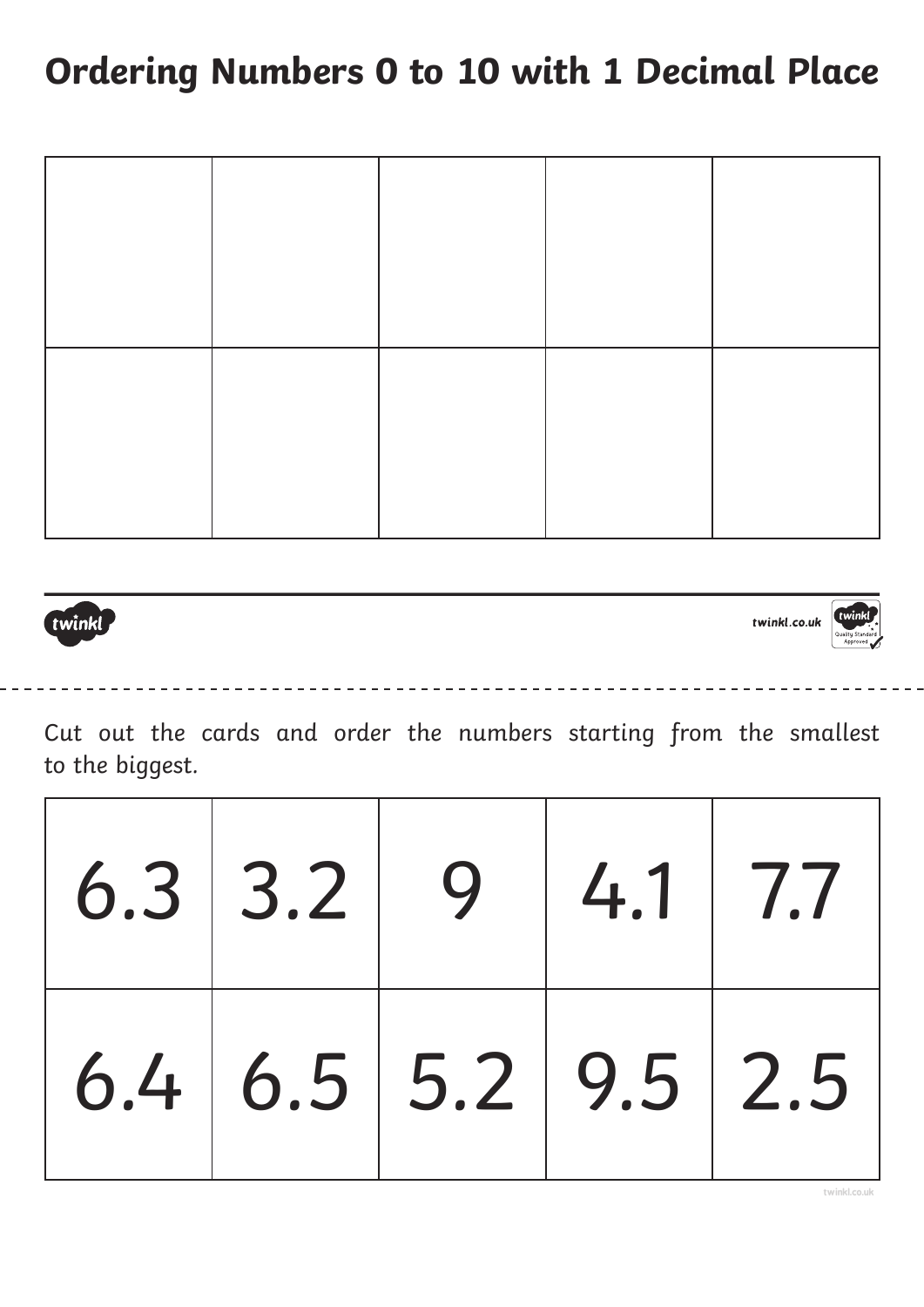# Ordering Numbers 0 to 10 with 1 Decimal Place

| | | | | |
|---|---|---|---|---|
| | | | | |
| | | | | |

Cut out the cards and order the numbers starting from the smallest to the biggest.

| | | | | |
|---|---|---|---|---|
| 6.3 | 3.2 | 9 | 4.1 | 7.7 |
| 6.4 | 6.5 | 5.2 | 9.5 | 2.5 |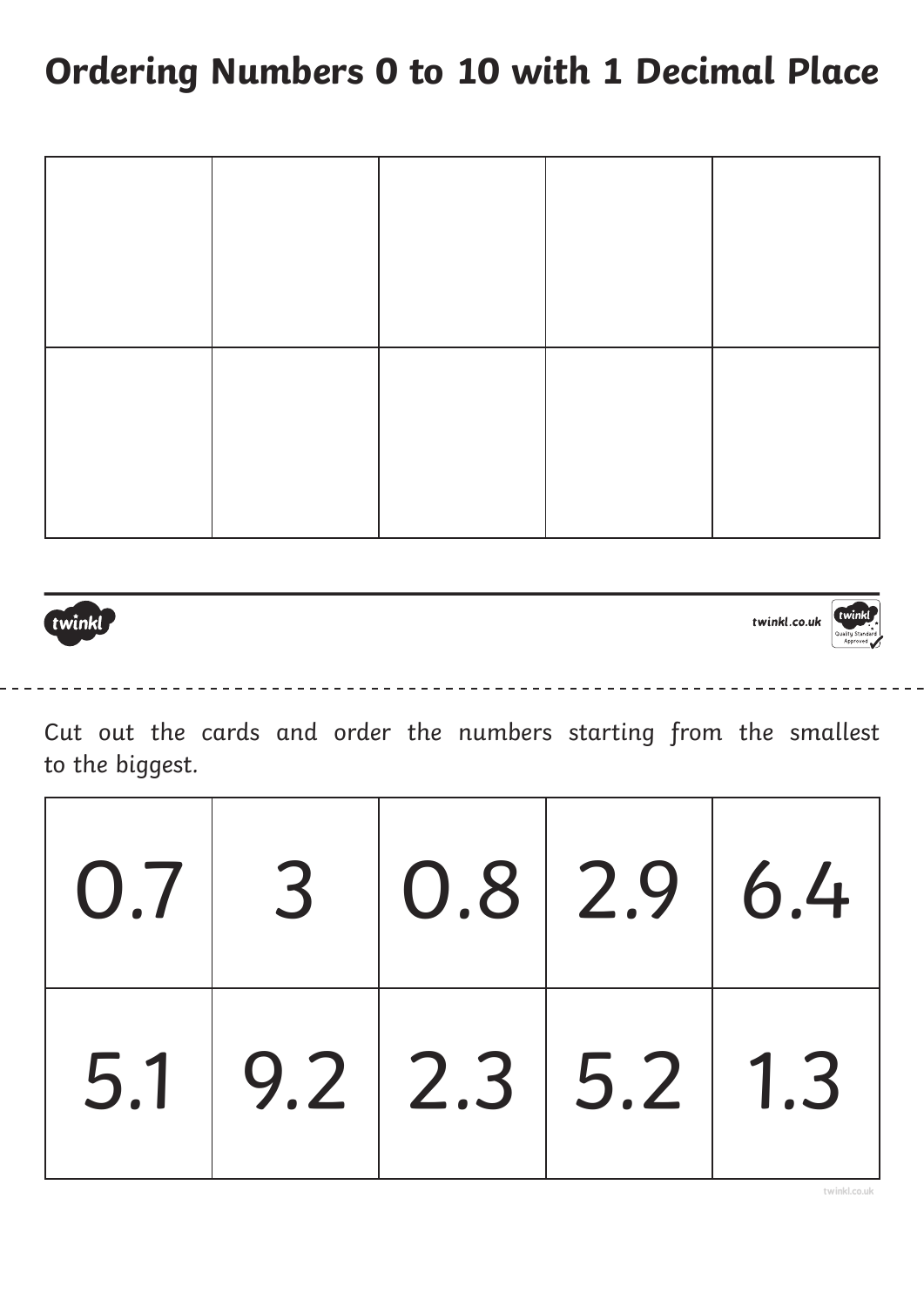# Ordering Numbers 0 to 10 with 1 Decimal Place

| | | | | |
|---|---|---|---|---|
| | | | | |
| | | | | |

Cut out the cards and order the numbers starting from the smallest to the biggest.

| | | | | |
|---|---|---|---|---|
| 0.7 | 3 | 0.8 | 2.9 | 6.4 |
| 5.1 | 9.2 | 2.3 | 5.2 | 1.3 |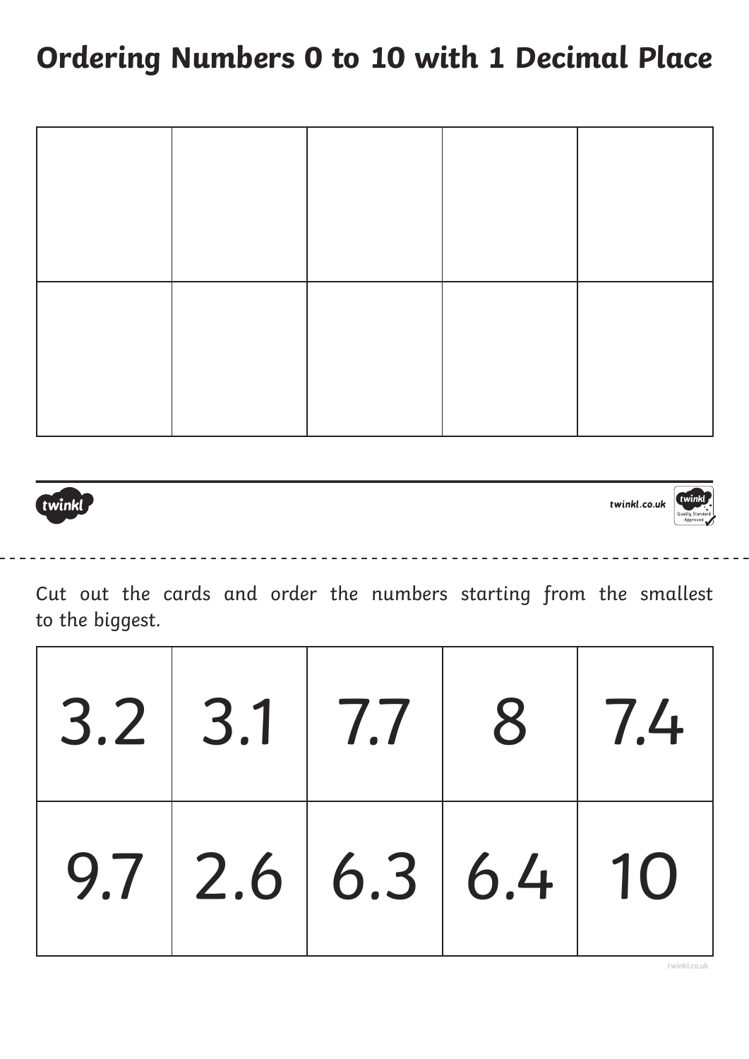# Ordering Numbers 0 to 10 with 1 Decimal Place

| | | | | |
|---|---|---|---|---|
| | | | | |
| | | | | |

Cut out the cards and order the numbers starting from the smallest to the biggest.

| | | | | |
|---|---|---|---|---|
| 3.2 | 3.1 | 7.7 | 8 | 7.4 |
| 9.7 | 2.6 | 6.3 | 6.4 | 10 |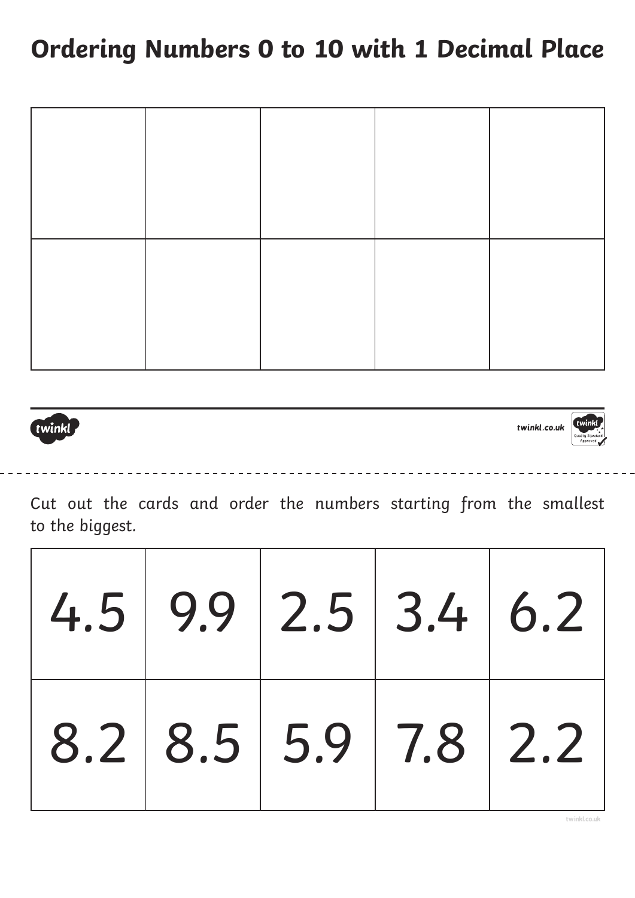# Ordering Numbers 0 to 10 with 1 Decimal Place

| | | | | |
|---|---|---|---|---|
| | | | | |
| | | | | |

Cut out the cards and order the numbers starting from the smallest to the biggest.

| | | | | |
|---|---|---|---|---|
| 4.5 | 9.9 | 2.5 | 3.4 | 6.2 |
| 8.2 | 8.5 | 5.9 | 7.8 | 2.2 |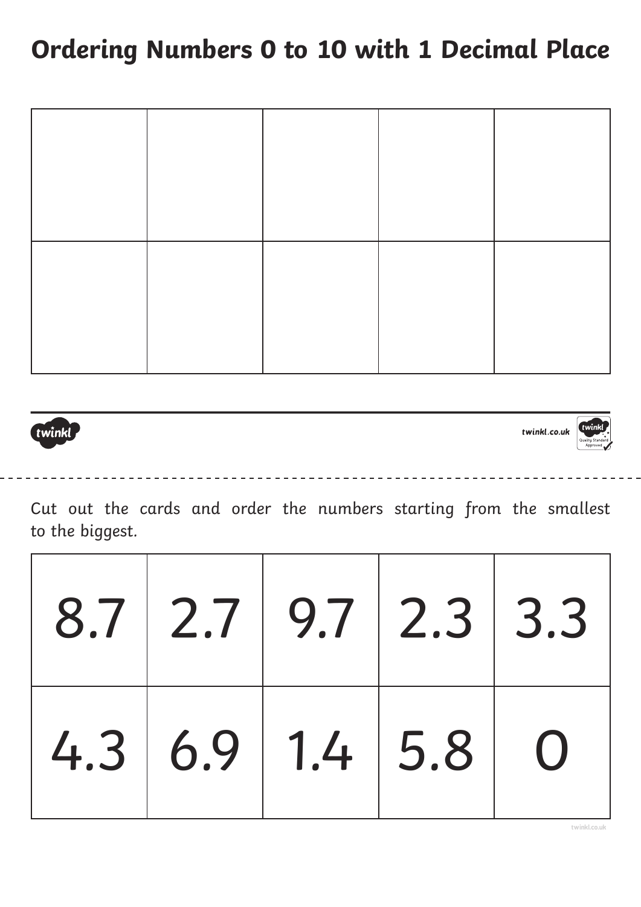# Ordering Numbers 0 to 10 with 1 Decimal Place

| | | | | |
|---|---|---|---|---|
| | | | | |
| | | | | |

Cut out the cards and order the numbers starting from the smallest to the biggest.

| | | | | |
|---|---|---|---|---|
| 8.7 | 2.7 | 9.7 | 2.3 | 3.3 |
| 4.3 | 6.9 | 1.4 | 5.8 | 0 |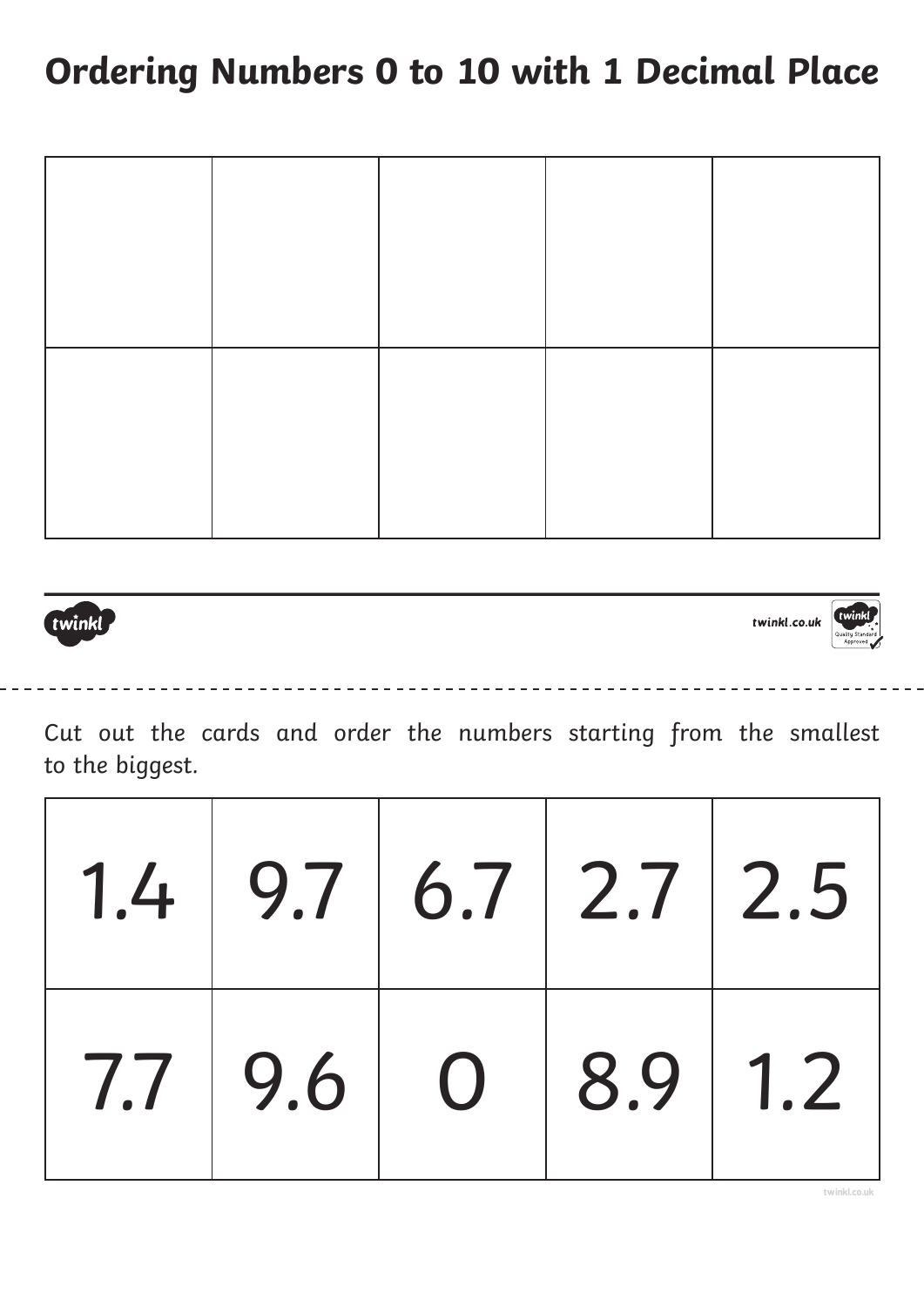# Ordering Numbers 0 to 10 with 1 Decimal Place

| | | | | |
|---|---|---|---|---|
| | | | | |
| | | | | |

Cut out the cards and order the numbers starting from the smallest to the biggest.

| | | | | |
|---|---|---|---|---|
| 1.4 | 9.7 | 6.7 | 2.7 | 2.5 |
| 7.7 | 9.6 | 0 | 8.9 | 1.2 |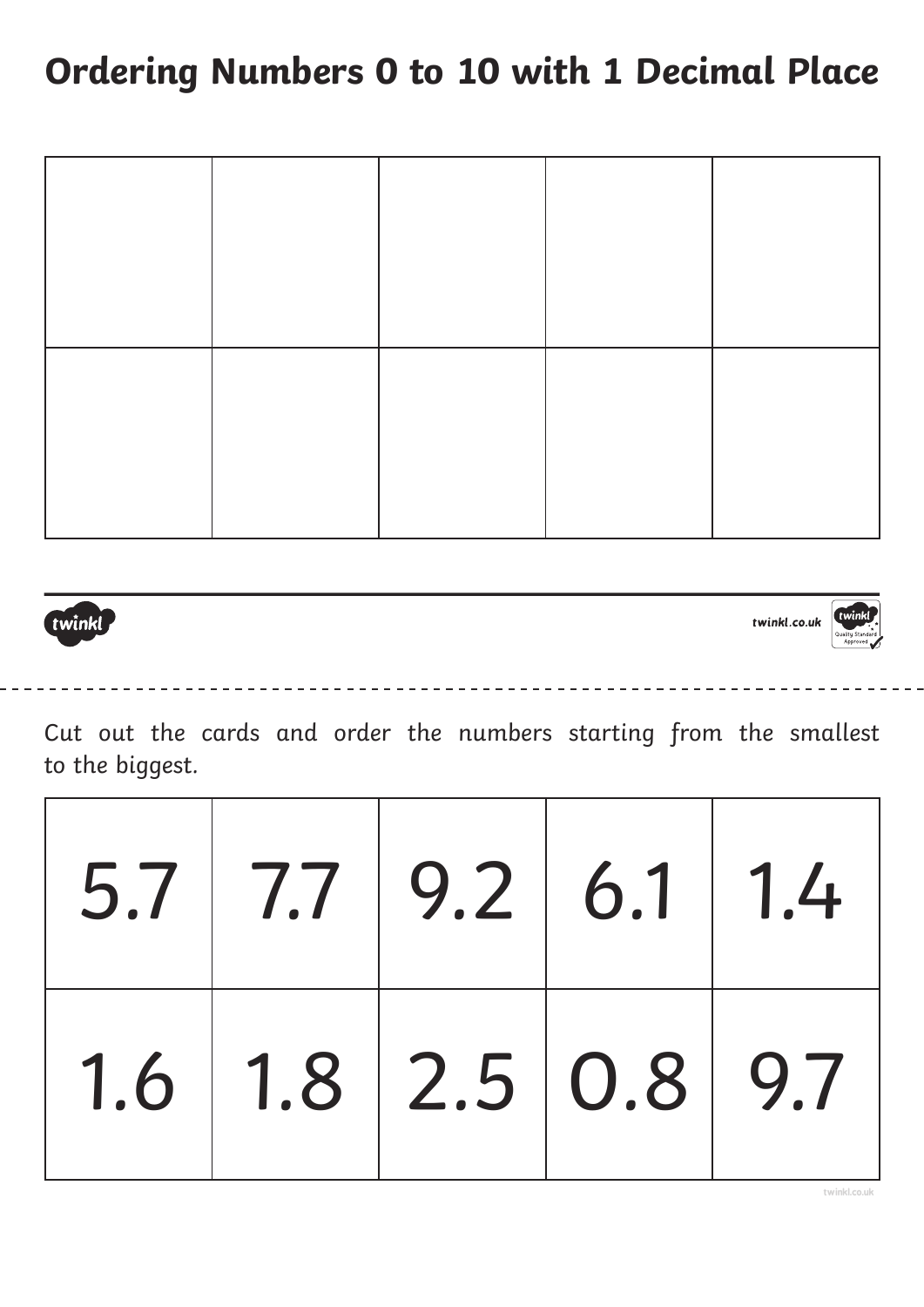# Ordering Numbers 0 to 10 with 1 Decimal Place

| | | | | |
|---|---|---|---|---|
| | | | | |
| | | | | |

Cut out the cards and order the numbers starting from the smallest to the biggest.

| | | | | |
|---|---|---|---|---|
| 5.7 | 7.7 | 9.2 | 6.1 | 1.4 |
| 1.6 | 1.8 | 2.5 | 0.8 | 9.7 |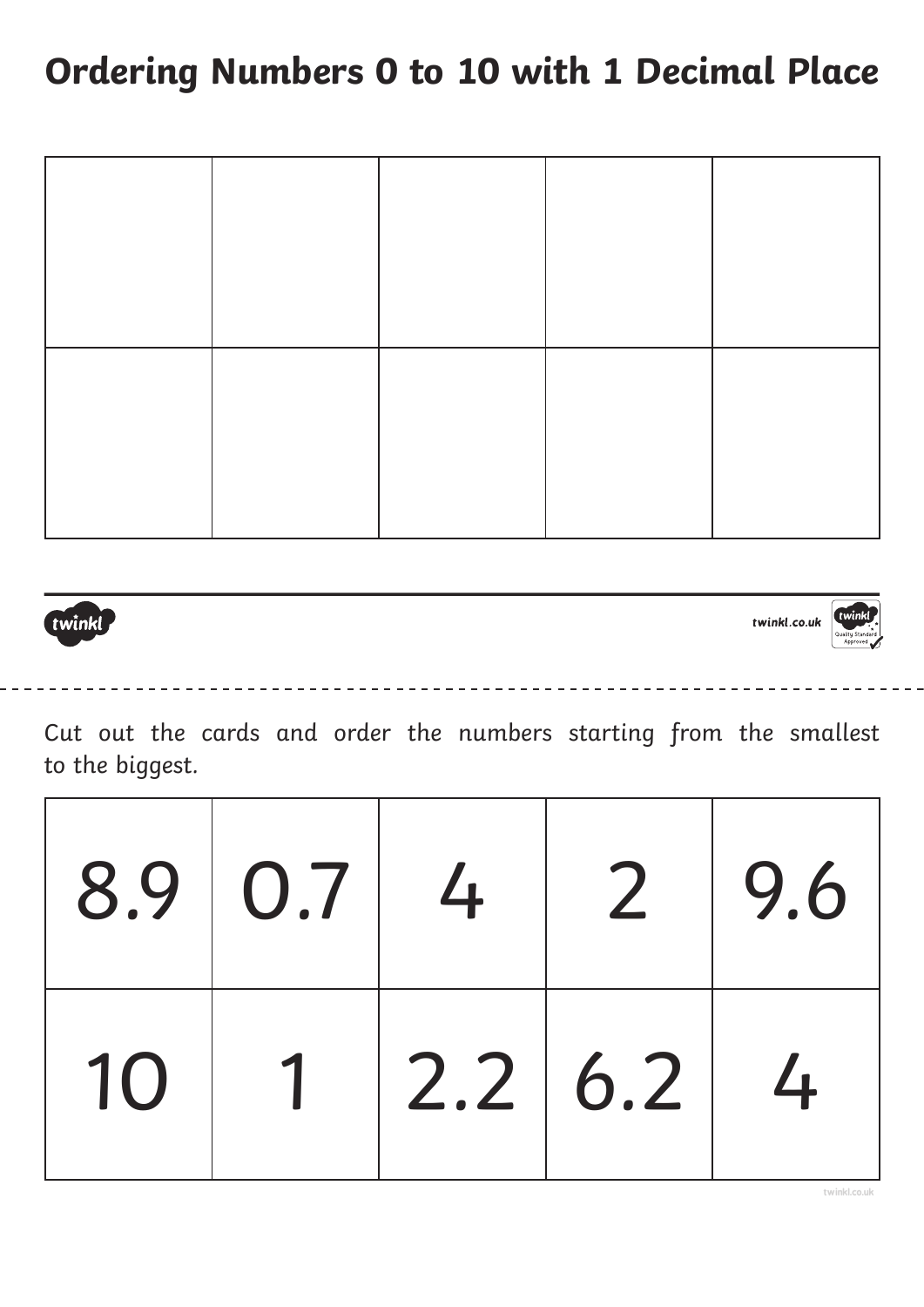# Ordering Numbers 0 to 10 with 1 Decimal Place

| | | | | |
|---|---|---|---|---|
| | | | | |
| | | | | |

Cut out the cards and order the numbers starting from the smallest to the biggest.

| | | | | |
|---|---|---|---|---|
| 8.9 | 0.7 | 4 | 2 | 9.6 |
| 10 | 1 | 2.2 | 6.2 | 4 |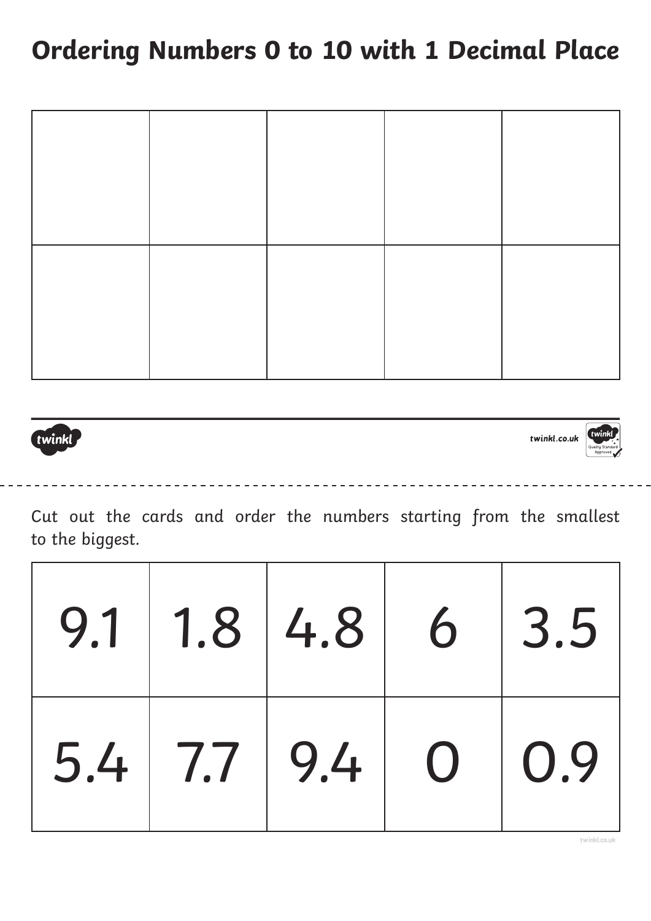# Ordering Numbers 0 to 10 with 1 Decimal Place

| | | | | |
|---|---|---|---|---|
| | | | | |
| | | | | |

Cut out the cards and order the numbers starting from the smallest to the biggest.

| | | | | |
|---|---|---|---|---|
| 9.1 | 1.8 | 4.8 | 6 | 3.5 |
| 5.4 | 7.7 | 9.4 | 0 | 0.9 |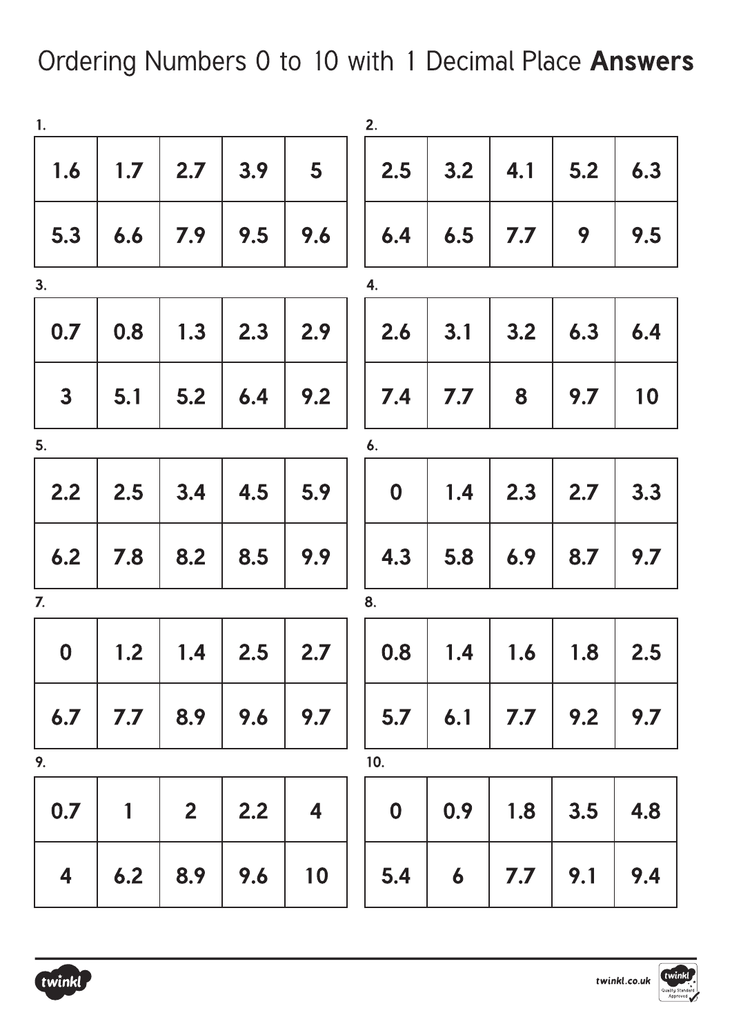# Ordering Numbers 0 to 10 with 1 Decimal Place **Answers**

1.

| | | | | |
|---|---|---|---|---|
| 1.6 | 1.7 | 2.7 | 3.9 | 5 |
| 5.3 | 6.6 | 7.9 | 9.5 | 9.6 |

2.

| | | | | |
|---|---|---|---|---|
| 2.5 | 3.2 | 4.1 | 5.2 | 6.3 |
| 6.4 | 6.5 | 7.7 | 9 | 9.5 |

3.

| | | | | |
|---|---|---|---|---|
| 0.7 | 0.8 | 1.3 | 2.3 | 2.9 |
| 3 | 5.1 | 5.2 | 6.4 | 9.2 |

4.

| | | | | |
|---|---|---|---|---|
| 2.6 | 3.1 | 3.2 | 6.3 | 6.4 |
| 7.4 | 7.7 | 8 | 9.7 | 10 |

5.

| | | | | |
|---|---|---|---|---|
| 2.2 | 2.5 | 3.4 | 4.5 | 5.9 |
| 6.2 | 7.8 | 8.2 | 8.5 | 9.9 |

6.

| | | | | |
|---|---|---|---|---|
| 0 | 1.4 | 2.3 | 2.7 | 3.3 |
| 4.3 | 5.8 | 6.9 | 8.7 | 9.7 |

7.

| | | | | |
|---|---|---|---|---|
| 0 | 1.2 | 1.4 | 2.5 | 2.7 |
| 6.7 | 7.7 | 8.9 | 9.6 | 9.7 |

8.

| | | | | |
|---|---|---|---|---|
| 0.8 | 1.4 | 1.6 | 1.8 | 2.5 |
| 5.7 | 6.1 | 7.7 | 9.2 | 9.7 |

9.

| | | | | |
|---|---|---|---|---|
| 0.7 | 1 | 2 | 2.2 | 4 |
| 4 | 6.2 | 8.9 | 9.6 | 10 |

10.

| | | | | |
|---|---|---|---|---|
| 0 | 0.9 | 1.8 | 3.5 | 4.8 |
| 5.4 | 6 | 7.7 | 9.1 | 9.4 |